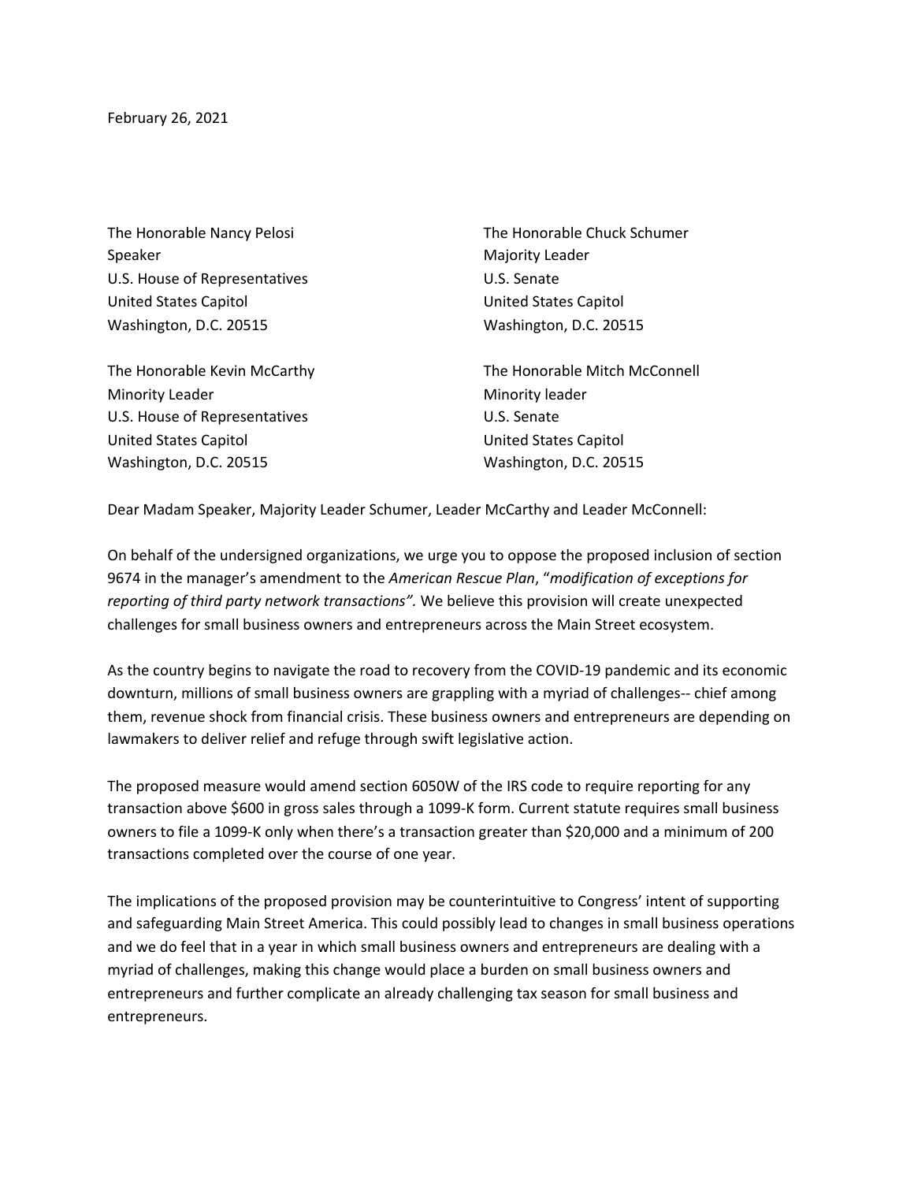February 26, 2021

The Honorable Nancy Pelosi
Speaker
U.S. House of Representatives
United States Capitol
Washington, D.C. 20515

The Honorable Chuck Schumer
Majority Leader
U.S. Senate
United States Capitol
Washington, D.C. 20515

The Honorable Kevin McCarthy
Minority Leader
U.S. House of Representatives
United States Capitol
Washington, D.C. 20515

The Honorable Mitch McConnell
Minority leader
U.S. Senate
United States Capitol
Washington, D.C. 20515

Dear Madam Speaker, Majority Leader Schumer, Leader McCarthy and Leader McConnell:

On behalf of the undersigned organizations, we urge you to oppose the proposed inclusion of section 9674 in the manager's amendment to the *American Rescue Plan*, "*modification of exceptions for reporting of third party network transactions".* We believe this provision will create unexpected challenges for small business owners and entrepreneurs across the Main Street ecosystem.

As the country begins to navigate the road to recovery from the COVID-19 pandemic and its economic downturn, millions of small business owners are grappling with a myriad of challenges-- chief among them, revenue shock from financial crisis. These business owners and entrepreneurs are depending on lawmakers to deliver relief and refuge through swift legislative action.

The proposed measure would amend section 6050W of the IRS code to require reporting for any transaction above $600 in gross sales through a 1099-K form. Current statute requires small business owners to file a 1099-K only when there's a transaction greater than $20,000 and a minimum of 200 transactions completed over the course of one year.

The implications of the proposed provision may be counterintuitive to Congress' intent of supporting and safeguarding Main Street America. This could possibly lead to changes in small business operations and we do feel that in a year in which small business owners and entrepreneurs are dealing with a myriad of challenges, making this change would place a burden on small business owners and entrepreneurs and further complicate an already challenging tax season for small business and entrepreneurs.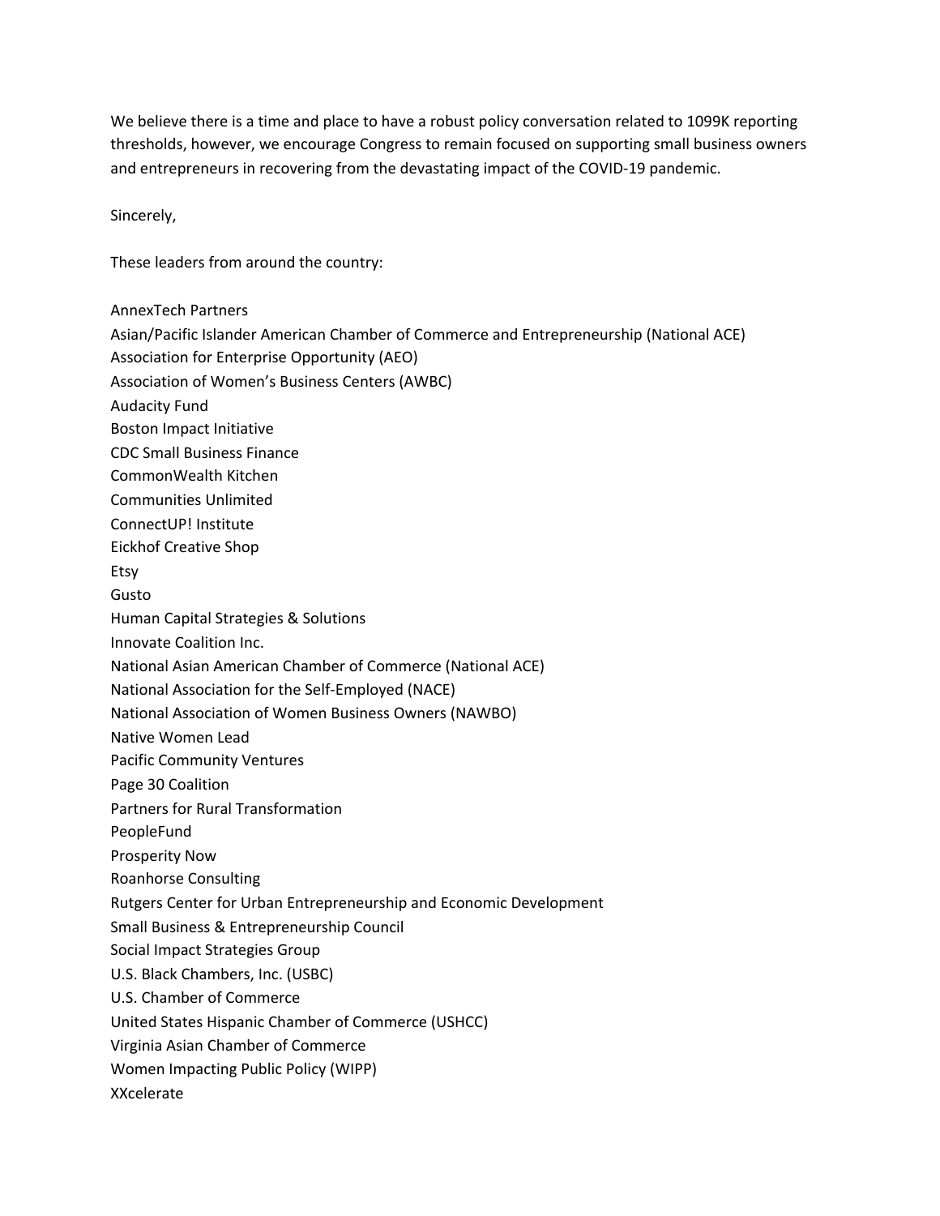We believe there is a time and place to have a robust policy conversation related to 1099K reporting thresholds, however, we encourage Congress to remain focused on supporting small business owners and entrepreneurs in recovering from the devastating impact of the COVID-19 pandemic.

Sincerely,

These leaders from around the country:

AnnexTech Partners
Asian/Pacific Islander American Chamber of Commerce and Entrepreneurship (National ACE)
Association for Enterprise Opportunity (AEO)
Association of Women's Business Centers (AWBC)
Audacity Fund
Boston Impact Initiative
CDC Small Business Finance
CommonWealth Kitchen
Communities Unlimited
ConnectUP! Institute
Eickhof Creative Shop
Etsy
Gusto
Human Capital Strategies & Solutions
Innovate Coalition Inc.
National Asian American Chamber of Commerce (National ACE)
National Association for the Self-Employed (NACE)
National Association of Women Business Owners (NAWBO)
Native Women Lead
Pacific Community Ventures
Page 30 Coalition
Partners for Rural Transformation
PeopleFund
Prosperity Now
Roanhorse Consulting
Rutgers Center for Urban Entrepreneurship and Economic Development
Small Business & Entrepreneurship Council
Social Impact Strategies Group
U.S. Black Chambers, Inc. (USBC)
U.S. Chamber of Commerce
United States Hispanic Chamber of Commerce (USHCC)
Virginia Asian Chamber of Commerce
Women Impacting Public Policy (WIPP)
XXcelerate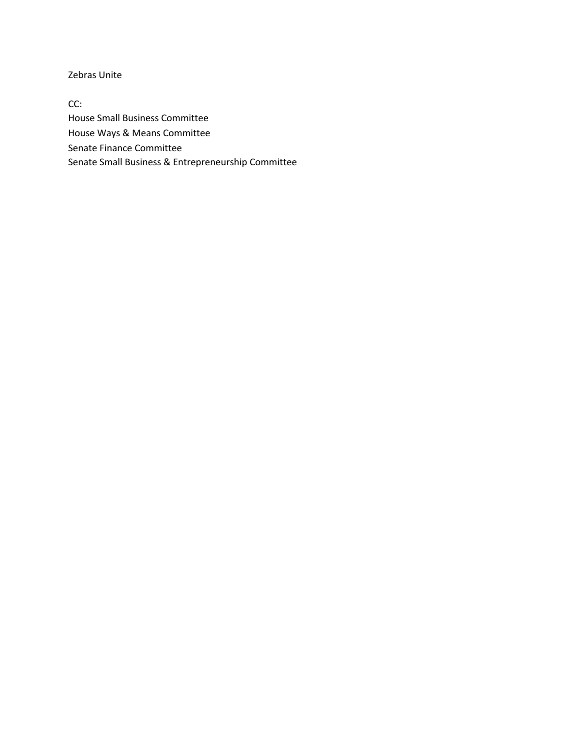Zebras Unite

CC:
House Small Business Committee
House Ways & Means Committee
Senate Finance Committee
Senate Small Business & Entrepreneurship Committee